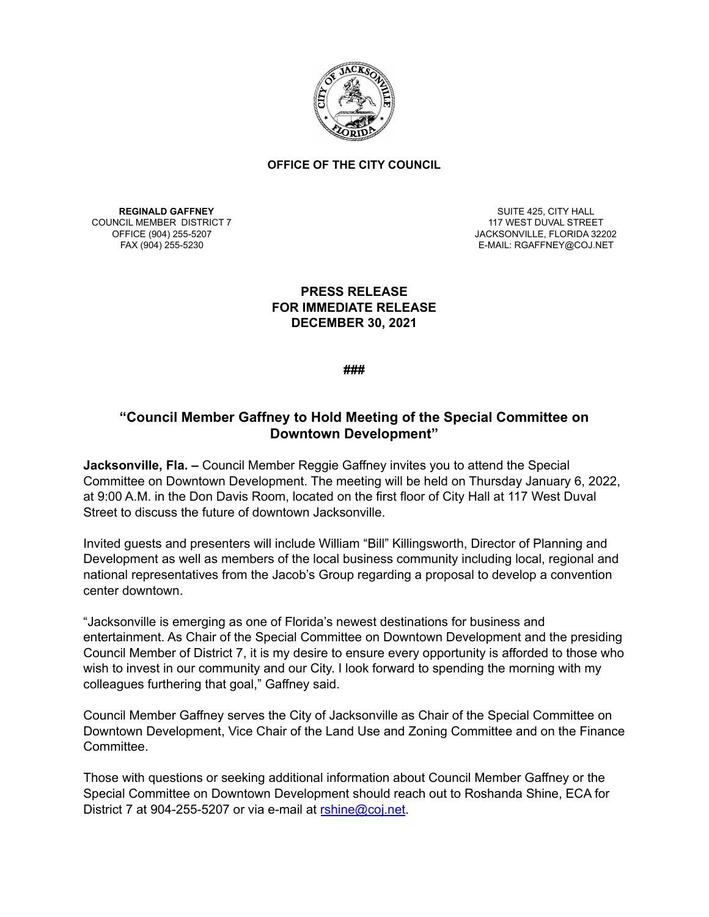**OFFICE OF THE CITY COUNCIL**

**REGINALD GAFFNEY**
COUNCIL MEMBER DISTRICT 7
OFFICE (904) 255-5207
FAX (904) 255-5230

SUITE 425, CITY HALL
117 WEST DUVAL STREET
JACKSONVILLE, FLORIDA 32202
E-MAIL: RGAFFNEY@COJ.NET

**PRESS RELEASE**
**FOR IMMEDIATE RELEASE**
**DECEMBER 30, 2021**

**###**

## "Council Member Gaffney to Hold Meeting of the Special Committee on Downtown Development"

**Jacksonville, Fla. –** Council Member Reggie Gaffney invites you to attend the Special Committee on Downtown Development. The meeting will be held on Thursday January 6, 2022, at 9:00 A.M. in the Don Davis Room, located on the first floor of City Hall at 117 West Duval Street to discuss the future of downtown Jacksonville.

Invited guests and presenters will include William "Bill" Killingsworth, Director of Planning and Development as well as members of the local business community including local, regional and national representatives from the Jacob's Group regarding a proposal to develop a convention center downtown.

"Jacksonville is emerging as one of Florida's newest destinations for business and entertainment. As Chair of the Special Committee on Downtown Development and the presiding Council Member of District 7, it is my desire to ensure every opportunity is afforded to those who wish to invest in our community and our City. I look forward to spending the morning with my colleagues furthering that goal," Gaffney said.

Council Member Gaffney serves the City of Jacksonville as Chair of the Special Committee on Downtown Development, Vice Chair of the Land Use and Zoning Committee and on the Finance Committee.

Those with questions or seeking additional information about Council Member Gaffney or the Special Committee on Downtown Development should reach out to Roshanda Shine, ECA for District 7 at 904-255-5207 or via e-mail at rshine@coj.net.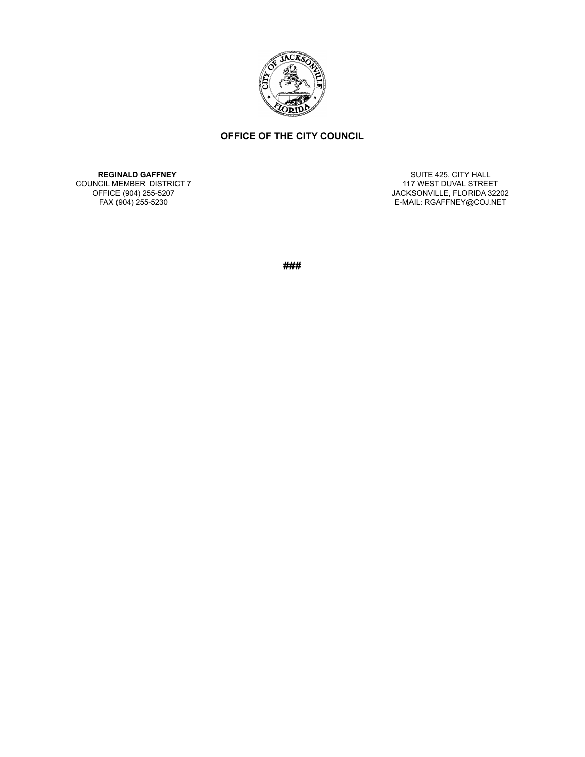## OFFICE OF THE CITY COUNCIL

**REGINALD GAFFNEY**
COUNCIL MEMBER DISTRICT 7
OFFICE (904) 255-5207
FAX (904) 255-5230

SUITE 425, CITY HALL
117 WEST DUVAL STREET
JACKSONVILLE, FLORIDA 32202
E-MAIL: RGAFFNEY@COJ.NET

**###**